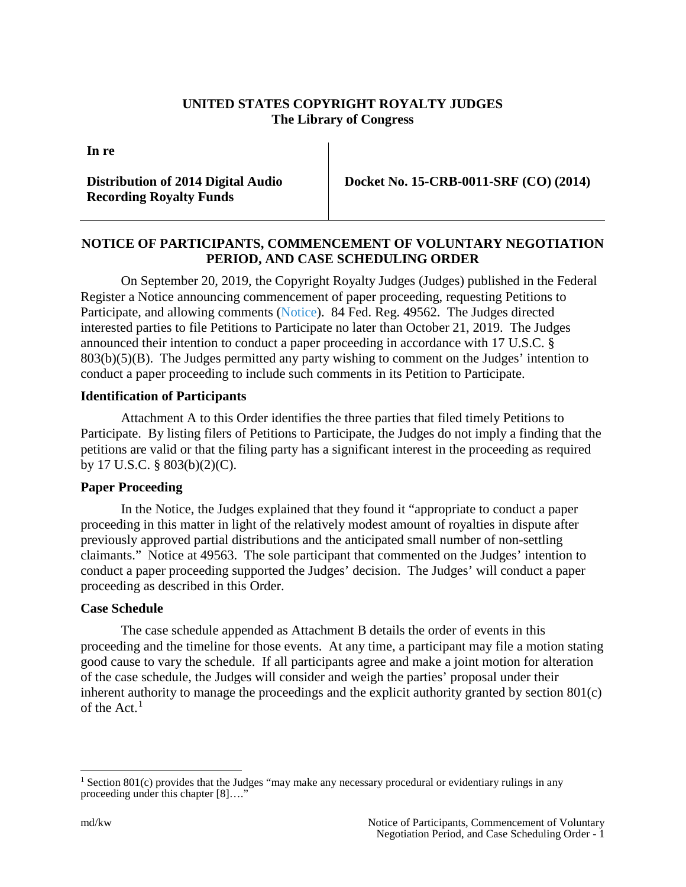**UNITED STATES COPYRIGHT ROYALTY JUDGES**
**The Library of Congress**

| In re | |
|---|---|
| **Distribution of 2014 Digital Audio Recording Royalty Funds** | **Docket No. 15-CRB-0011-SRF (CO) (2014)** |

## NOTICE OF PARTICIPANTS, COMMENCEMENT OF VOLUNTARY NEGOTIATION PERIOD, AND CASE SCHEDULING ORDER

On September 20, 2019, the Copyright Royalty Judges (Judges) published in the Federal Register a Notice announcing commencement of paper proceeding, requesting Petitions to Participate, and allowing comments (Notice). 84 Fed. Reg. 49562. The Judges directed interested parties to file Petitions to Participate no later than October 21, 2019. The Judges announced their intention to conduct a paper proceeding in accordance with 17 U.S.C. § 803(b)(5)(B). The Judges permitted any party wishing to comment on the Judges' intention to conduct a paper proceeding to include such comments in its Petition to Participate.

### Identification of Participants

Attachment A to this Order identifies the three parties that filed timely Petitions to Participate. By listing filers of Petitions to Participate, the Judges do not imply a finding that the petitions are valid or that the filing party has a significant interest in the proceeding as required by 17 U.S.C. § 803(b)(2)(C).

### Paper Proceeding

In the Notice, the Judges explained that they found it "appropriate to conduct a paper proceeding in this matter in light of the relatively modest amount of royalties in dispute after previously approved partial distributions and the anticipated small number of non-settling claimants." Notice at 49563. The sole participant that commented on the Judges' intention to conduct a paper proceeding supported the Judges' decision. The Judges' will conduct a paper proceeding as described in this Order.

### Case Schedule

The case schedule appended as Attachment B details the order of events in this proceeding and the timeline for those events. At any time, a participant may file a motion stating good cause to vary the schedule. If all participants agree and make a joint motion for alteration of the case schedule, the Judges will consider and weigh the parties' proposal under their inherent authority to manage the proceedings and the explicit authority granted by section 801(c) of the Act.[1]

[1] Section 801(c) provides that the Judges "may make any necessary procedural or evidentiary rulings in any proceeding under this chapter [8]…."

md/kw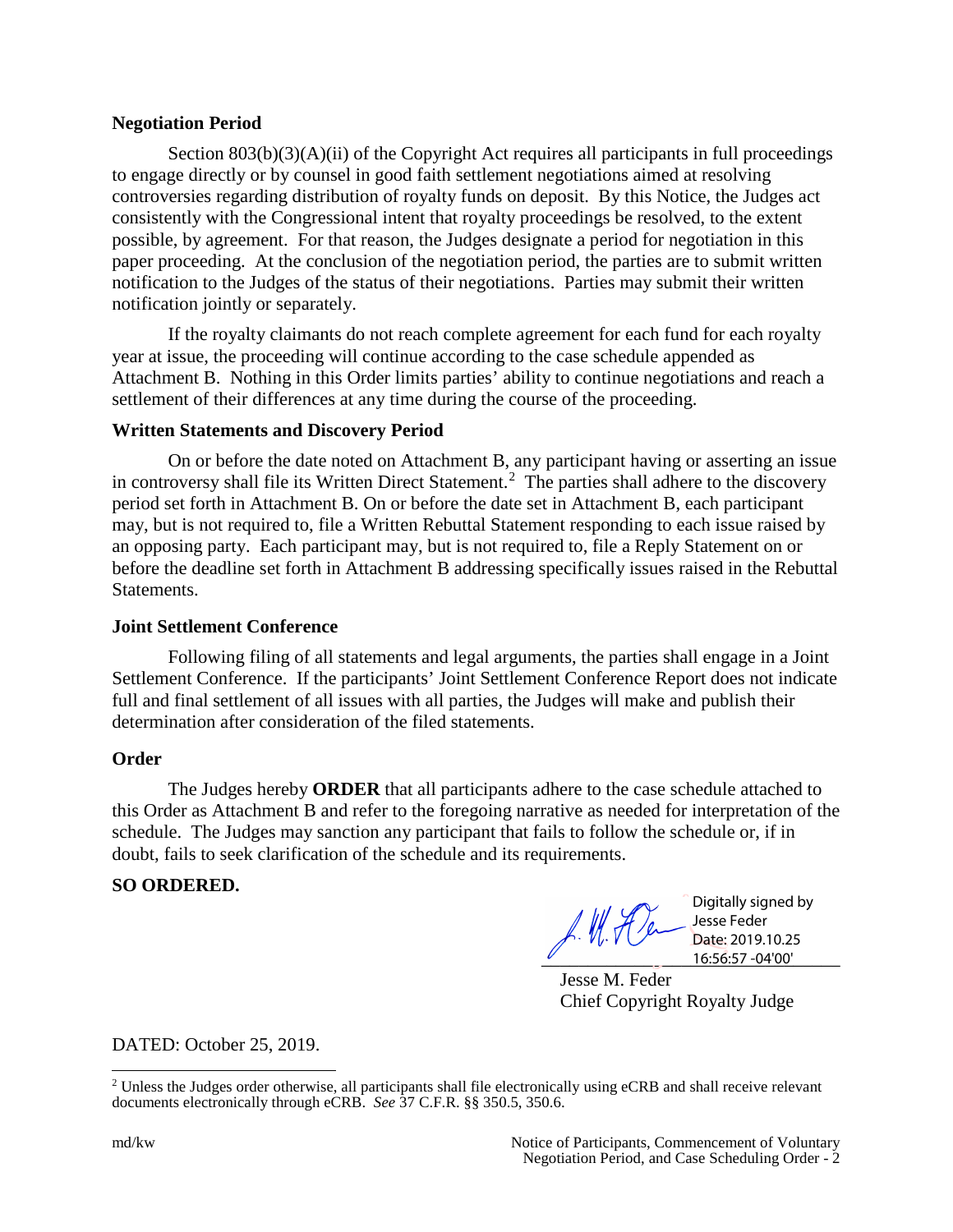**Negotiation Period**

Section 803(b)(3)(A)(ii) of the Copyright Act requires all participants in full proceedings to engage directly or by counsel in good faith settlement negotiations aimed at resolving controversies regarding distribution of royalty funds on deposit. By this Notice, the Judges act consistently with the Congressional intent that royalty proceedings be resolved, to the extent possible, by agreement. For that reason, the Judges designate a period for negotiation in this paper proceeding. At the conclusion of the negotiation period, the parties are to submit written notification to the Judges of the status of their negotiations. Parties may submit their written notification jointly or separately.

If the royalty claimants do not reach complete agreement for each fund for each royalty year at issue, the proceeding will continue according to the case schedule appended as Attachment B. Nothing in this Order limits parties' ability to continue negotiations and reach a settlement of their differences at any time during the course of the proceeding.

**Written Statements and Discovery Period**

On or before the date noted on Attachment B, any participant having or asserting an issue in controversy shall file its Written Direct Statement.[2] The parties shall adhere to the discovery period set forth in Attachment B. On or before the date set in Attachment B, each participant may, but is not required to, file a Written Rebuttal Statement responding to each issue raised by an opposing party. Each participant may, but is not required to, file a Reply Statement on or before the deadline set forth in Attachment B addressing specifically issues raised in the Rebuttal Statements.

**Joint Settlement Conference**

Following filing of all statements and legal arguments, the parties shall engage in a Joint Settlement Conference. If the participants' Joint Settlement Conference Report does not indicate full and final settlement of all issues with all parties, the Judges will make and publish their determination after consideration of the filed statements.

**Order**

The Judges hereby **ORDER** that all participants adhere to the case schedule attached to this Order as Attachment B and refer to the foregoing narrative as needed for interpretation of the schedule. The Judges may sanction any participant that fails to follow the schedule or, if in doubt, fails to seek clarification of the schedule and its requirements.

**SO ORDERED.**

Digitally signed by Jesse Feder
Date: 2019.10.25 16:56:57 -04'00'

Jesse M. Feder
Chief Copyright Royalty Judge

DATED: October 25, 2019.

[2] Unless the Judges order otherwise, all participants shall file electronically using eCRB and shall receive relevant documents electronically through eCRB. *See* 37 C.F.R. §§ 350.5, 350.6.

md/kw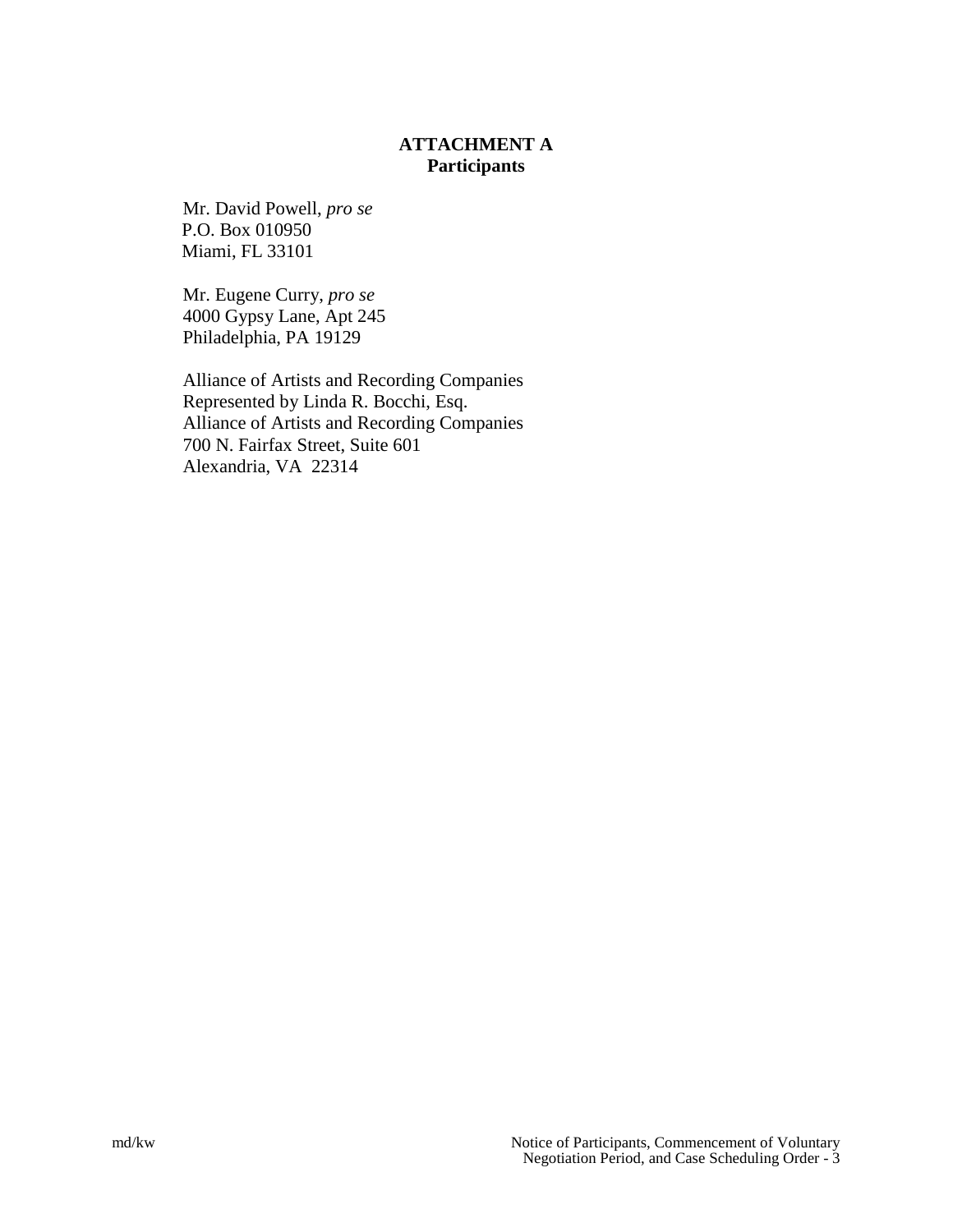**ATTACHMENT A**
**Participants**

Mr. David Powell, *pro se*
P.O. Box 010950
Miami, FL 33101

Mr. Eugene Curry, *pro se*
4000 Gypsy Lane, Apt 245
Philadelphia, PA 19129

Alliance of Artists and Recording Companies
Represented by Linda R. Bocchi, Esq.
Alliance of Artists and Recording Companies
700 N. Fairfax Street, Suite 601
Alexandria, VA 22314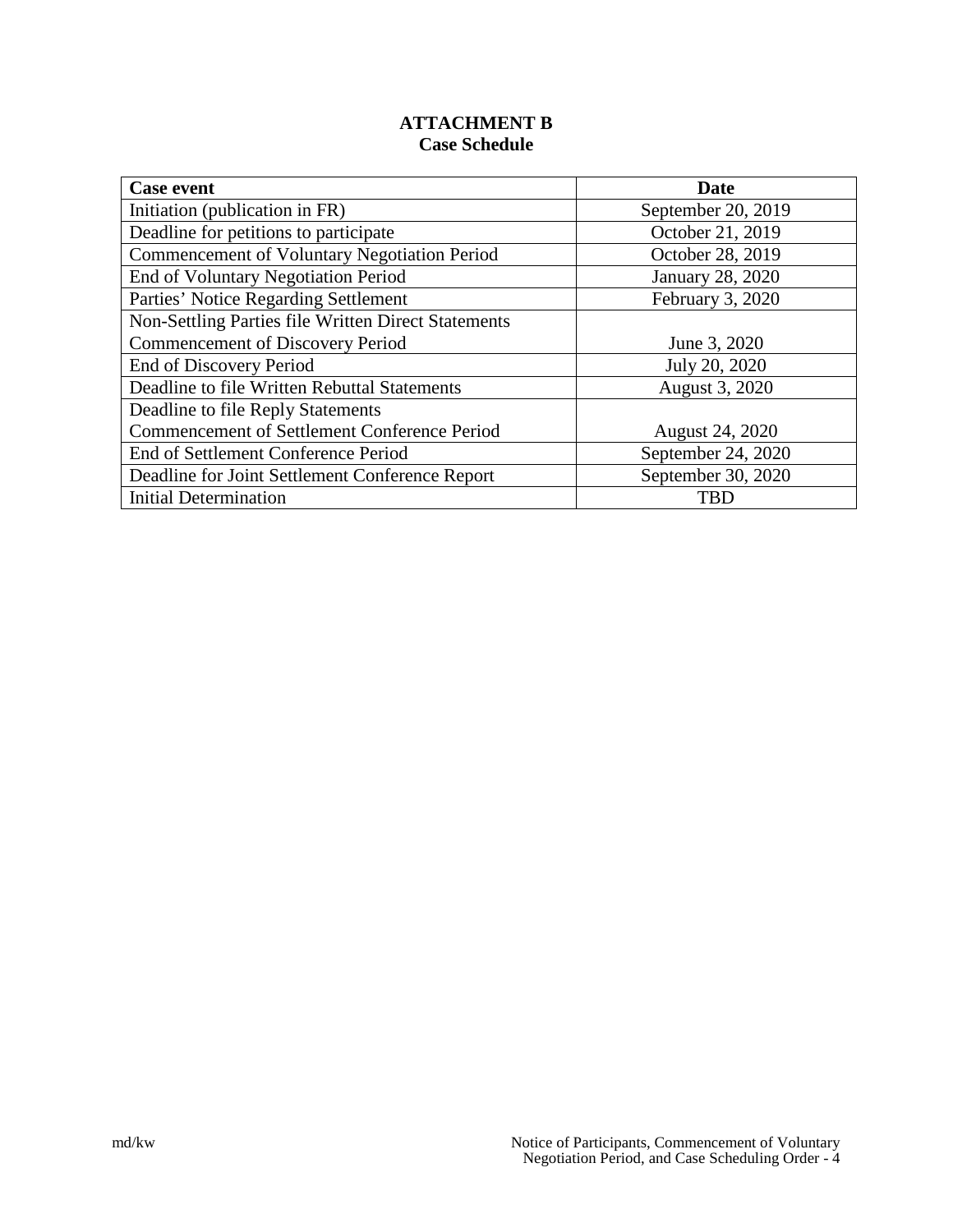**ATTACHMENT B**
**Case Schedule**

| Case event | Date |
|---|---|
| Initiation (publication in FR) | September 20, 2019 |
| Deadline for petitions to participate | October 21, 2019 |
| Commencement of Voluntary Negotiation Period | October 28, 2019 |
| End of Voluntary Negotiation Period | January 28, 2020 |
| Parties' Notice Regarding Settlement | February 3, 2020 |
| Non-Settling Parties file Written Direct Statements<br>Commencement of Discovery Period | June 3, 2020 |
| End of Discovery Period | July 20, 2020 |
| Deadline to file Written Rebuttal Statements | August 3, 2020 |
| Deadline to file Reply Statements<br>Commencement of Settlement Conference Period | August 24, 2020 |
| End of Settlement Conference Period | September 24, 2020 |
| Deadline for Joint Settlement Conference Report | September 30, 2020 |
| Initial Determination | TBD |